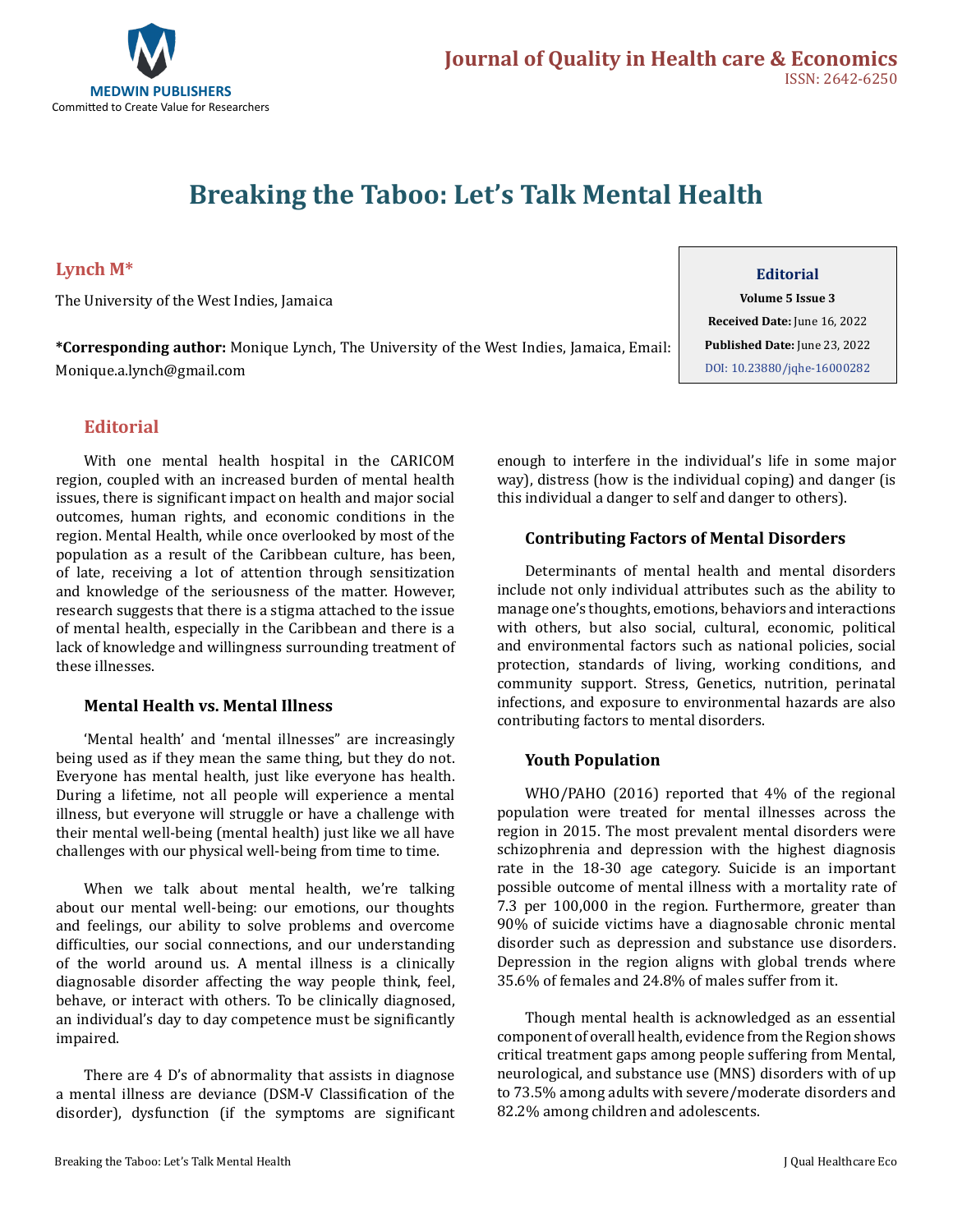# Breaking the Taboo: Let's Talk Mental Health

**Lynch M***

The University of the West Indies, Jamaica

***Corresponding author:** Monique Lynch, The University of the West Indies, Jamaica, Email: Monique.a.lynch@gmail.com

**Editorial**

**Volume 5 Issue 3**

**Received Date:** June 16, 2022

**Published Date:** June 23, 2022

DOI: 10.23880/jqhe-16000282

## Editorial

With one mental health hospital in the CARICOM region, coupled with an increased burden of mental health issues, there is significant impact on health and major social outcomes, human rights, and economic conditions in the region. Mental Health, while once overlooked by most of the population as a result of the Caribbean culture, has been, of late, receiving a lot of attention through sensitization and knowledge of the seriousness of the matter. However, research suggests that there is a stigma attached to the issue of mental health, especially in the Caribbean and there is a lack of knowledge and willingness surrounding treatment of these illnesses.

### Mental Health vs. Mental Illness

'Mental health' and 'mental illnesses" are increasingly being used as if they mean the same thing, but they do not. Everyone has mental health, just like everyone has health. During a lifetime, not all people will experience a mental illness, but everyone will struggle or have a challenge with their mental well-being (mental health) just like we all have challenges with our physical well-being from time to time.

When we talk about mental health, we're talking about our mental well-being: our emotions, our thoughts and feelings, our ability to solve problems and overcome difficulties, our social connections, and our understanding of the world around us. A mental illness is a clinically diagnosable disorder affecting the way people think, feel, behave, or interact with others. To be clinically diagnosed, an individual's day to day competence must be significantly impaired.

There are 4 D's of abnormality that assists in diagnose a mental illness are deviance (DSM-V Classification of the disorder), dysfunction (if the symptoms are significant enough to interfere in the individual's life in some major way), distress (how is the individual coping) and danger (is this individual a danger to self and danger to others).

### Contributing Factors of Mental Disorders

Determinants of mental health and mental disorders include not only individual attributes such as the ability to manage one's thoughts, emotions, behaviors and interactions with others, but also social, cultural, economic, political and environmental factors such as national policies, social protection, standards of living, working conditions, and community support. Stress, Genetics, nutrition, perinatal infections, and exposure to environmental hazards are also contributing factors to mental disorders.

### Youth Population

WHO/PAHO (2016) reported that 4% of the regional population were treated for mental illnesses across the region in 2015. The most prevalent mental disorders were schizophrenia and depression with the highest diagnosis rate in the 18-30 age category. Suicide is an important possible outcome of mental illness with a mortality rate of 7.3 per 100,000 in the region. Furthermore, greater than 90% of suicide victims have a diagnosable chronic mental disorder such as depression and substance use disorders. Depression in the region aligns with global trends where 35.6% of females and 24.8% of males suffer from it.

Though mental health is acknowledged as an essential component of overall health, evidence from the Region shows critical treatment gaps among people suffering from Mental, neurological, and substance use (MNS) disorders with of up to 73.5% among adults with severe/moderate disorders and 82.2% among children and adolescents.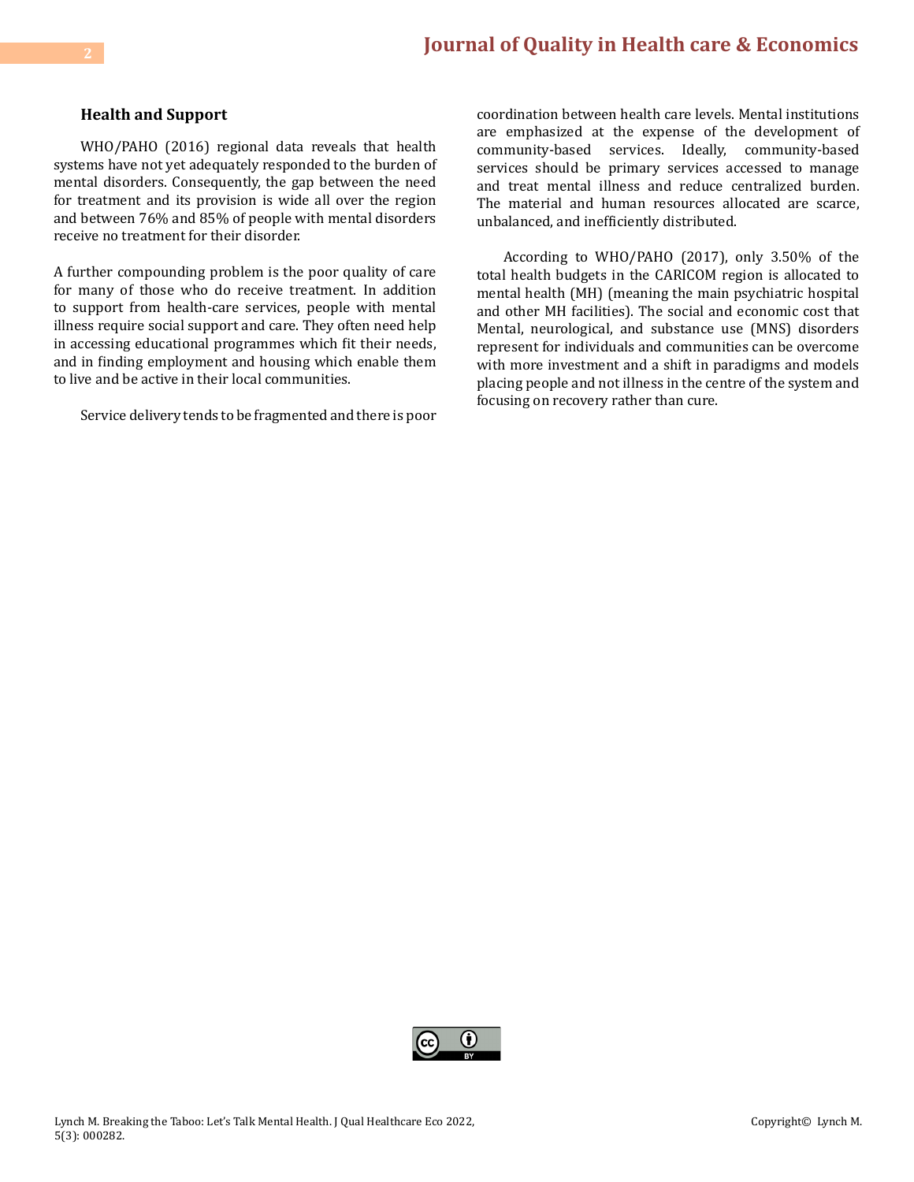## Health and Support

WHO/PAHO (2016) regional data reveals that health systems have not yet adequately responded to the burden of mental disorders. Consequently, the gap between the need for treatment and its provision is wide all over the region and between 76% and 85% of people with mental disorders receive no treatment for their disorder.

A further compounding problem is the poor quality of care for many of those who do receive treatment. In addition to support from health-care services, people with mental illness require social support and care. They often need help in accessing educational programmes which fit their needs, and in finding employment and housing which enable them to live and be active in their local communities.

Service delivery tends to be fragmented and there is poor coordination between health care levels. Mental institutions are emphasized at the expense of the development of community-based services. Ideally, community-based services should be primary services accessed to manage and treat mental illness and reduce centralized burden. The material and human resources allocated are scarce, unbalanced, and inefficiently distributed.

According to WHO/PAHO (2017), only 3.50% of the total health budgets in the CARICOM region is allocated to mental health (MH) (meaning the main psychiatric hospital and other MH facilities). The social and economic cost that Mental, neurological, and substance use (MNS) disorders represent for individuals and communities can be overcome with more investment and a shift in paradigms and models placing people and not illness in the centre of the system and focusing on recovery rather than cure.